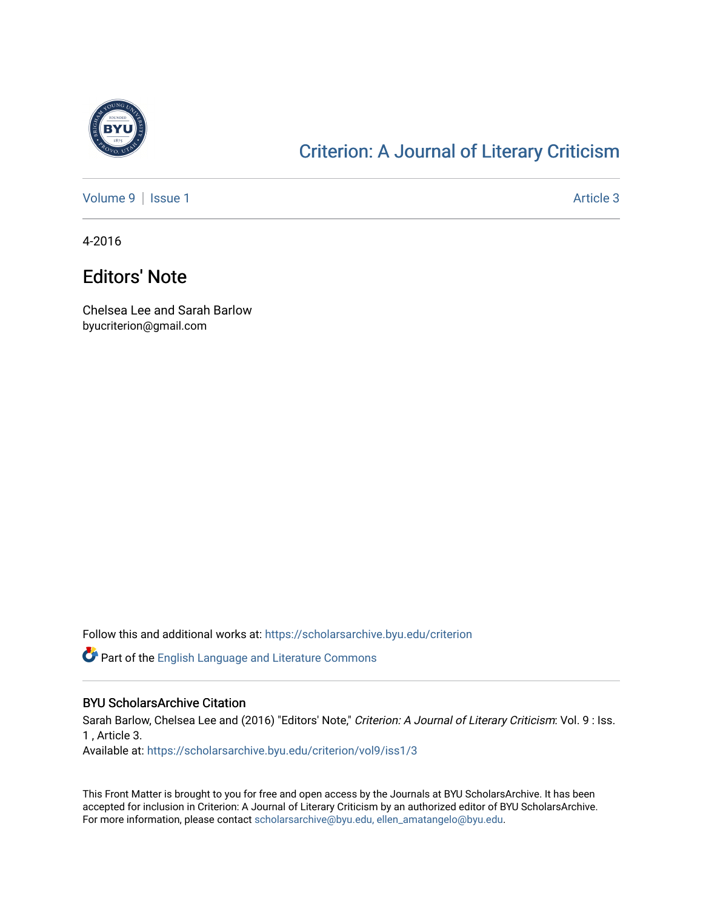[Criterion: A Journal of Literary Criticism](https://scholarsarchive.byu.edu/criterion)

[Volume 9](https://scholarsarchive.byu.edu/criterion/vol9) | [Issue 1](https://scholarsarchive.byu.edu/criterion/vol9/iss1) [Article 3](https://scholarsarchive.byu.edu/criterion/vol9/iss1/3)

4-2016

# Editors' Note

Chelsea Lee and Sarah Barlow
byucriterion@gmail.com

Follow this and additional works at: https://scholarsarchive.byu.edu/criterion

Part of the English Language and Literature Commons

## BYU ScholarsArchive Citation

Sarah Barlow, Chelsea Lee and (2016) "Editors' Note," *Criterion: A Journal of Literary Criticism*: Vol. 9 : Iss. 1 , Article 3.
Available at: https://scholarsarchive.byu.edu/criterion/vol9/iss1/3

This Front Matter is brought to you for free and open access by the Journals at BYU ScholarsArchive. It has been accepted for inclusion in Criterion: A Journal of Literary Criticism by an authorized editor of BYU ScholarsArchive. For more information, please contact scholarsarchive@byu.edu, ellen_amatangelo@byu.edu.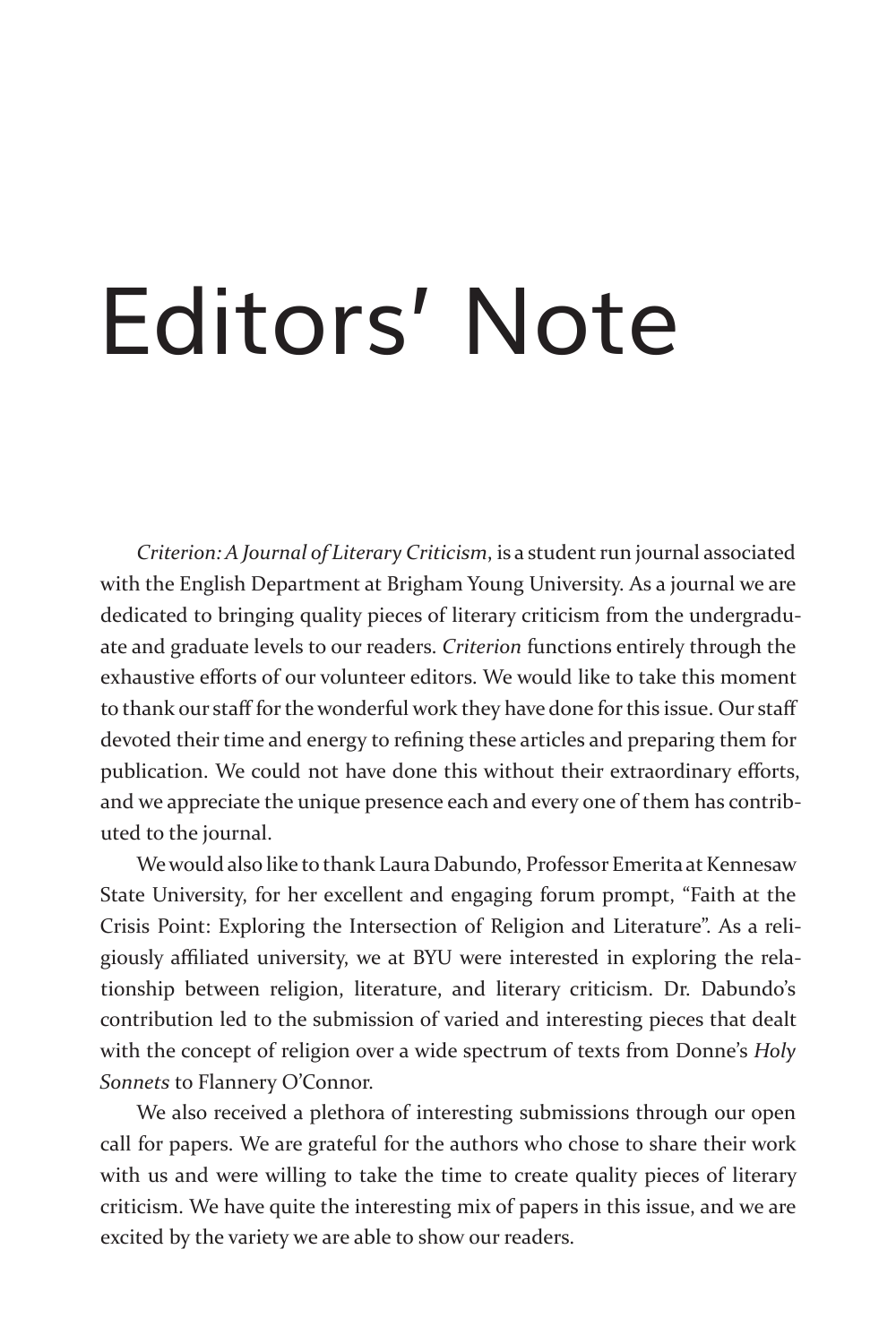# Editors' Note

*Criterion: A Journal of Literary Criticism*, is a student run journal associated with the English Department at Brigham Young University. As a journal we are dedicated to bringing quality pieces of literary criticism from the undergraduate and graduate levels to our readers. *Criterion* functions entirely through the exhaustive efforts of our volunteer editors. We would like to take this moment to thank our staff for the wonderful work they have done for this issue. Our staff devoted their time and energy to refining these articles and preparing them for publication. We could not have done this without their extraordinary efforts, and we appreciate the unique presence each and every one of them has contributed to the journal.

We would also like to thank Laura Dabundo, Professor Emerita at Kennesaw State University, for her excellent and engaging forum prompt, "Faith at the Crisis Point: Exploring the Intersection of Religion and Literature". As a religiously affiliated university, we at BYU were interested in exploring the relationship between religion, literature, and literary criticism. Dr. Dabundo's contribution led to the submission of varied and interesting pieces that dealt with the concept of religion over a wide spectrum of texts from Donne's *Holy Sonnets* to Flannery O'Connor.

We also received a plethora of interesting submissions through our open call for papers. We are grateful for the authors who chose to share their work with us and were willing to take the time to create quality pieces of literary criticism. We have quite the interesting mix of papers in this issue, and we are excited by the variety we are able to show our readers.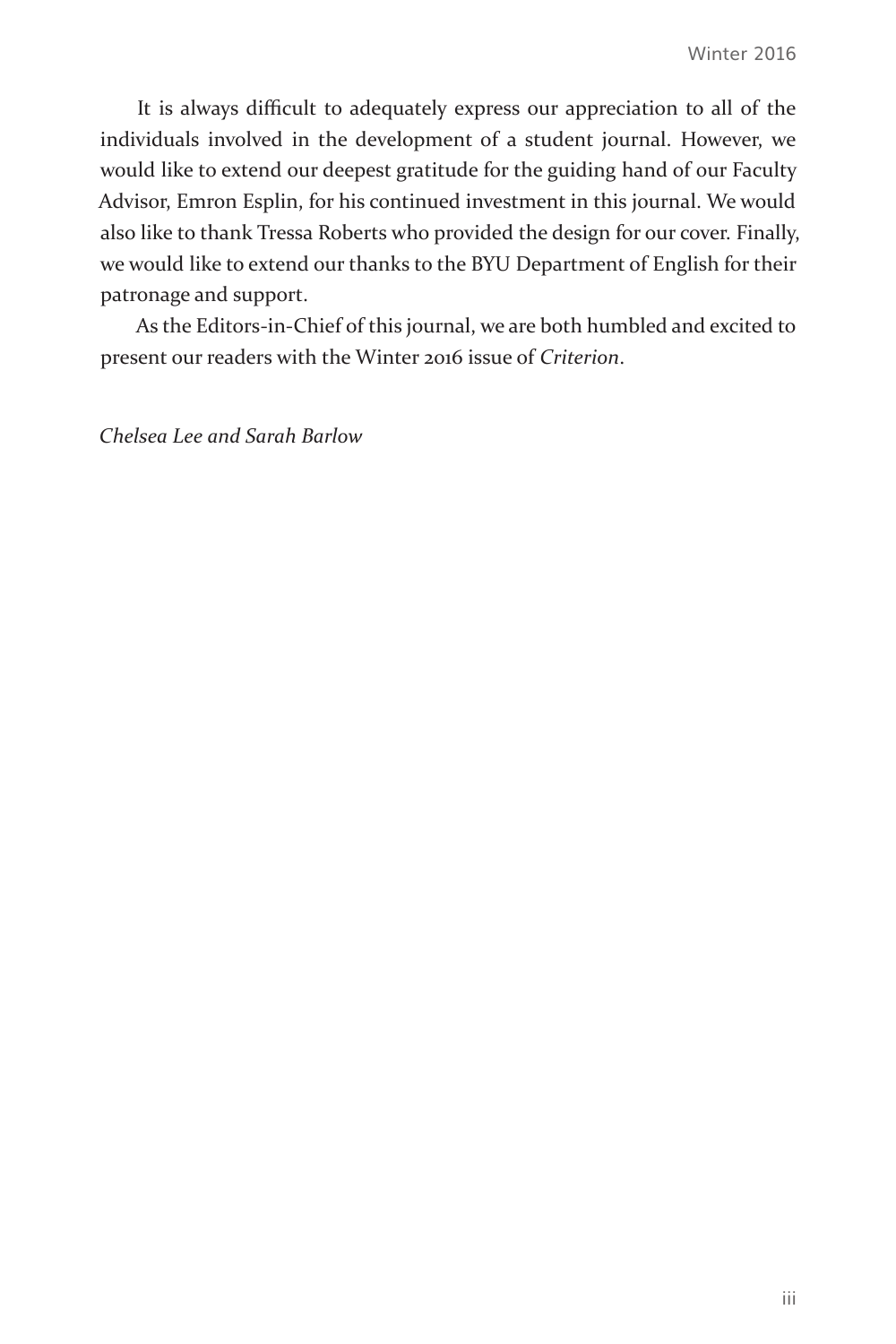It is always difficult to adequately express our appreciation to all of the individuals involved in the development of a student journal. However, we would like to extend our deepest gratitude for the guiding hand of our Faculty Advisor, Emron Esplin, for his continued investment in this journal. We would also like to thank Tressa Roberts who provided the design for our cover. Finally, we would like to extend our thanks to the BYU Department of English for their patronage and support.

As the Editors-in-Chief of this journal, we are both humbled and excited to present our readers with the Winter 2016 issue of *Criterion*.

*Chelsea Lee and Sarah Barlow*